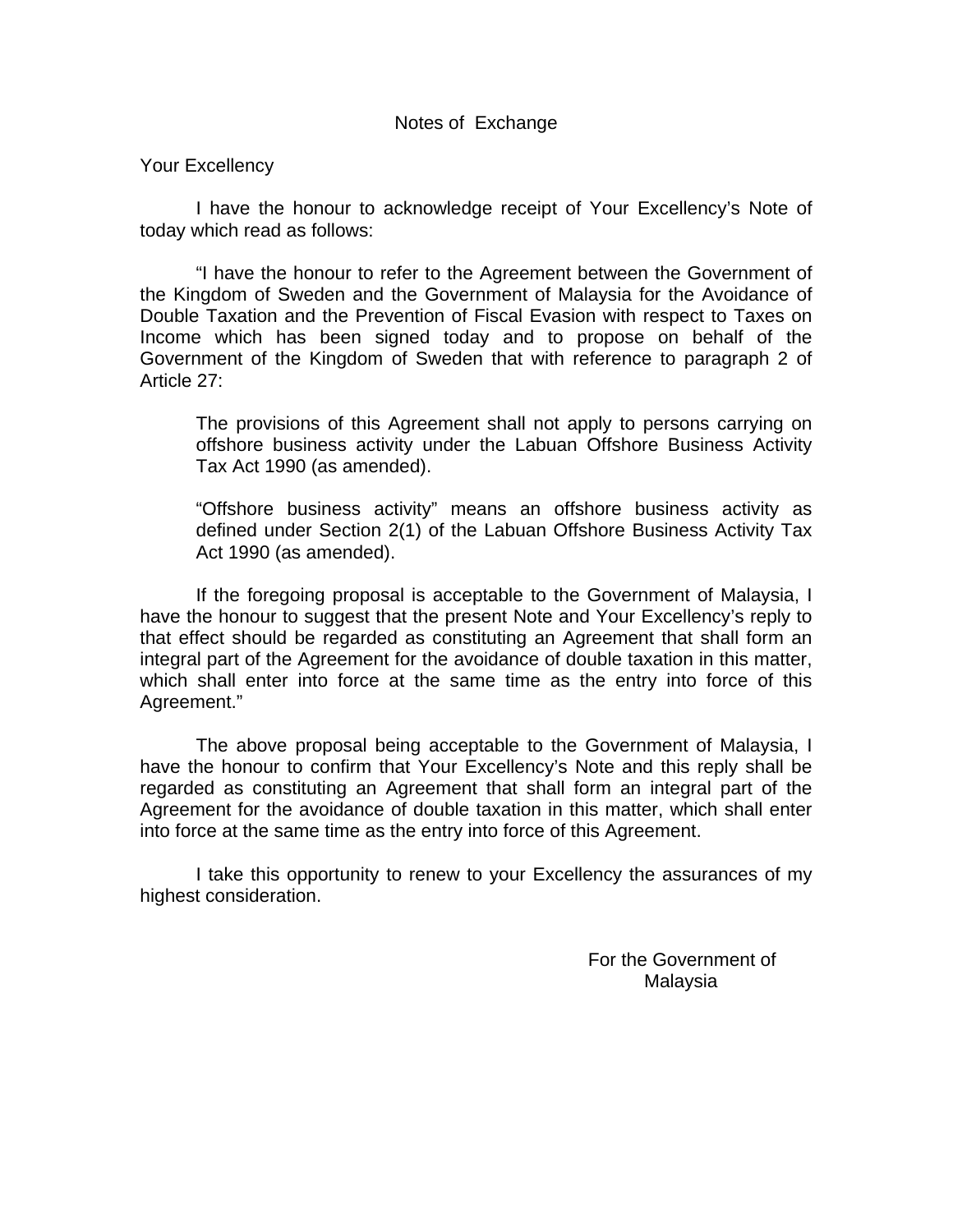# Notes of Exchange

Your Excellency

I have the honour to acknowledge receipt of Your Excellency's Note of today which read as follows:

"I have the honour to refer to the Agreement between the Government of the Kingdom of Sweden and the Government of Malaysia for the Avoidance of Double Taxation and the Prevention of Fiscal Evasion with respect to Taxes on Income which has been signed today and to propose on behalf of the Government of the Kingdom of Sweden that with reference to paragraph 2 of Article 27:

> The provisions of this Agreement shall not apply to persons carrying on offshore business activity under the Labuan Offshore Business Activity Tax Act 1990 (as amended).
>
> "Offshore business activity" means an offshore business activity as defined under Section 2(1) of the Labuan Offshore Business Activity Tax Act 1990 (as amended).

If the foregoing proposal is acceptable to the Government of Malaysia, I have the honour to suggest that the present Note and Your Excellency's reply to that effect should be regarded as constituting an Agreement that shall form an integral part of the Agreement for the avoidance of double taxation in this matter, which shall enter into force at the same time as the entry into force of this Agreement."

The above proposal being acceptable to the Government of Malaysia, I have the honour to confirm that Your Excellency's Note and this reply shall be regarded as constituting an Agreement that shall form an integral part of the Agreement for the avoidance of double taxation in this matter, which shall enter into force at the same time as the entry into force of this Agreement.

I take this opportunity to renew to your Excellency the assurances of my highest consideration.

For the Government of
Malaysia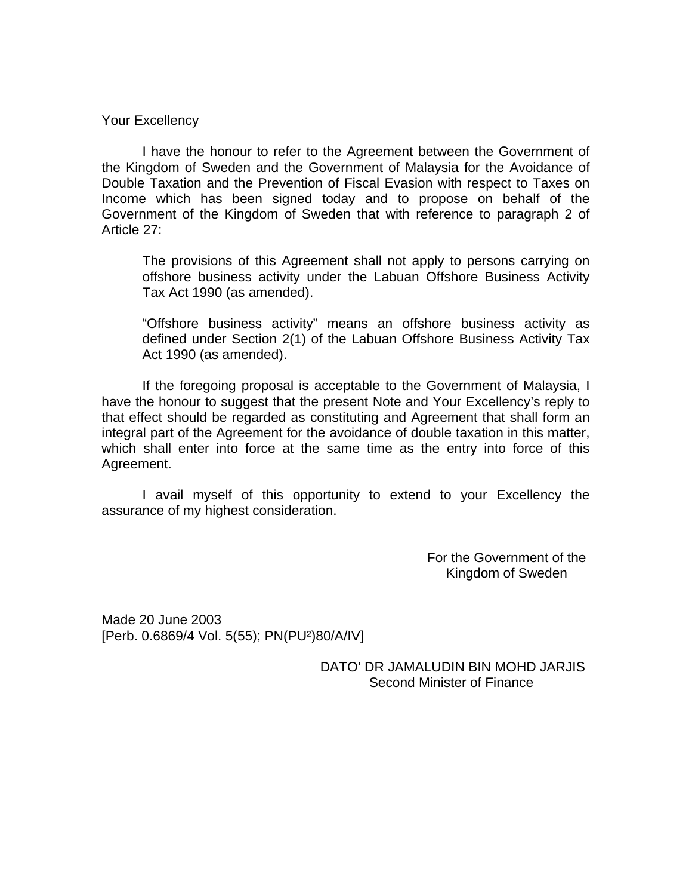Your Excellency

I have the honour to refer to the Agreement between the Government of the Kingdom of Sweden and the Government of Malaysia for the Avoidance of Double Taxation and the Prevention of Fiscal Evasion with respect to Taxes on Income which has been signed today and to propose on behalf of the Government of the Kingdom of Sweden that with reference to paragraph 2 of Article 27:

> The provisions of this Agreement shall not apply to persons carrying on offshore business activity under the Labuan Offshore Business Activity Tax Act 1990 (as amended).
>
> "Offshore business activity" means an offshore business activity as defined under Section 2(1) of the Labuan Offshore Business Activity Tax Act 1990 (as amended).

If the foregoing proposal is acceptable to the Government of Malaysia, I have the honour to suggest that the present Note and Your Excellency's reply to that effect should be regarded as constituting and Agreement that shall form an integral part of the Agreement for the avoidance of double taxation in this matter, which shall enter into force at the same time as the entry into force of this Agreement.

I avail myself of this opportunity to extend to your Excellency the assurance of my highest consideration.

For the Government of the
Kingdom of Sweden

Made 20 June 2003
[Perb. 0.6869/4 Vol. 5(55); PN(PU²)80/A/IV]

DATO' DR JAMALUDIN BIN MOHD JARJIS
Second Minister of Finance